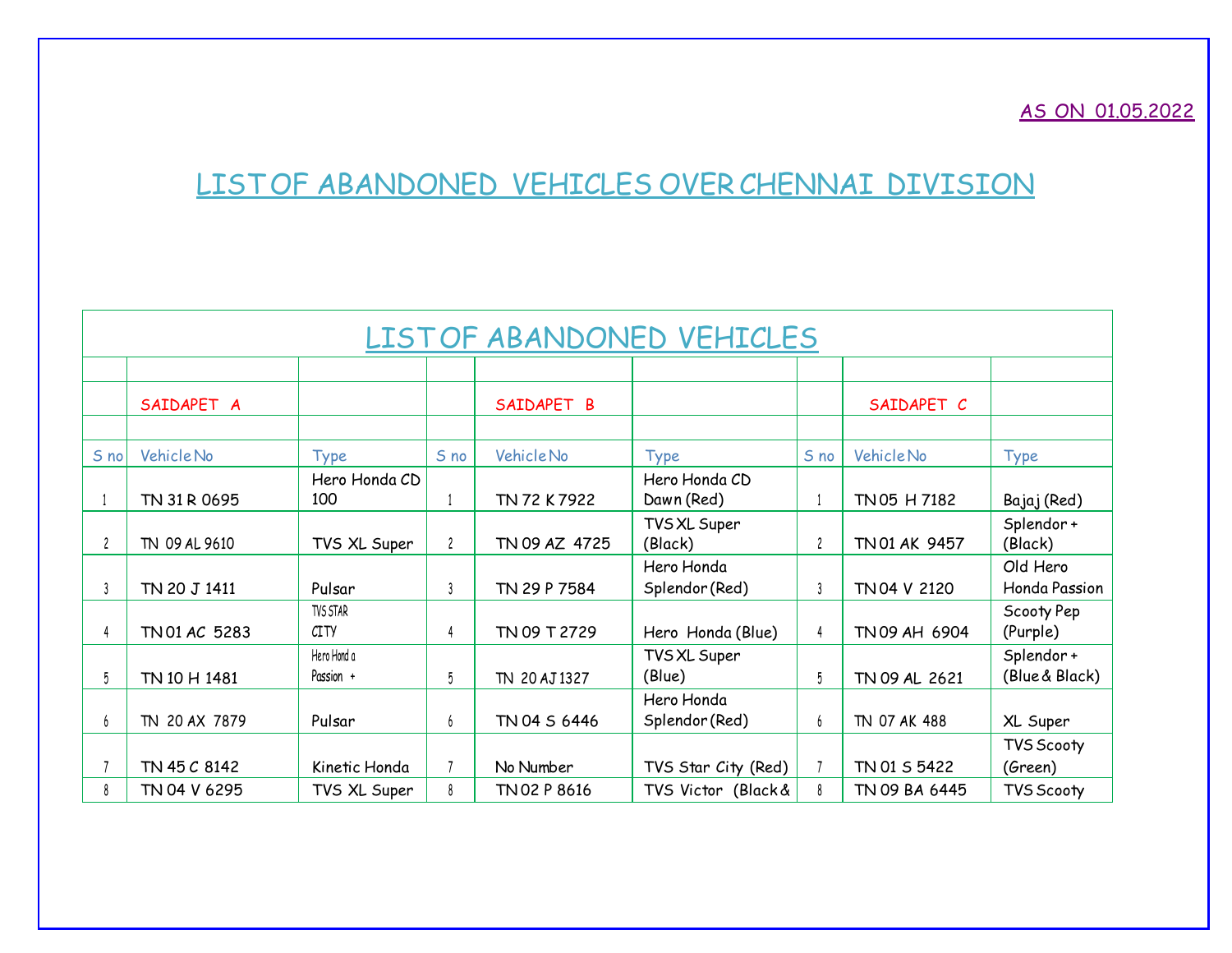AS ON 01.05.2022

# LIST OF ABANDONED VEHICLES OVER CHENNAI DIVISION

## LIST OF ABANDONED VEHICLES

| | SAIDAPET A | | | SAIDAPET B | | | SAIDAPET C | |
|---|---|---|---|---|---|---|---|---|
| S no | Vehicle No | Type | S no | Vehicle No | Type | S no | Vehicle No | Type |
| 1 | TN 31 R 0695 | Hero Honda CD 100 | 1 | TN 72 K 7922 | Hero Honda CD Dawn (Red) | 1 | TN 05 H 7182 | Bajaj (Red) |
| 2 | TN 09 AL 9610 | TVS XL Super | 2 | TN 09 AZ 4725 | TVS XL Super (Black) | 2 | TN 01 AK 9457 | Splendor + (Black) |
| 3 | TN 20 J 1411 | Pulsar | 3 | TN 29 P 7584 | Hero Honda Splendor (Red) | 3 | TN 04 V 2120 | Old Hero Honda Passion |
| 4 | TN 01 AC 5283 | TVS STAR CITY | 4 | TN 09 T 2729 | Hero Honda (Blue) | 4 | TN 09 AH 6904 | Scooty Pep (Purple) |
| 5 | TN 10 H 1481 | Hero Honda Passion + | 5 | TN 20 AJ 1327 | TVS XL Super (Blue) | 5 | TN 09 AL 2621 | Splendor + (Blue & Black) |
| 6 | TN 20 AX 7879 | Pulsar | 6 | TN 04 S 6446 | Hero Honda Splendor (Red) | 6 | TN 07 AK 488 | XL Super |
| 7 | TN 45 C 8142 | Kinetic Honda | 7 | No Number | TVS Star City (Red) | 7 | TN 01 S 5422 | TVS Scooty (Green) |
| 8 | TN 04 V 6295 | TVS XL Super | 8 | TN 02 P 8616 | TVS Victor (Black & | 8 | TN 09 BA 6445 | TVS Scooty |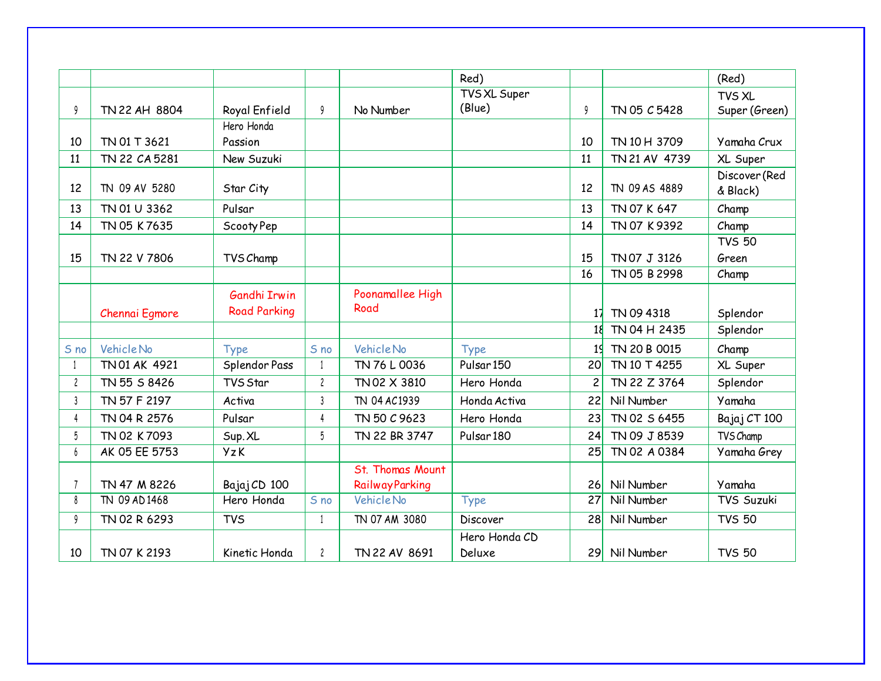| | | | | | | | | |
|---|---|---|---|---|---|---|---|---|
| | | | | | Red) | | | (Red) |
| 9 | TN 22 AH 8804 | Royal Enfield | 9 | No Number | TVS XL Super (Blue) | 9 | TN 05 C 5428 | TVS XL Super (Green) |
| 10 | TN 01 T 3621 | Hero Honda Passion | | | | 10 | TN 10 H 3709 | Yamaha Crux |
| 11 | TN 22 CA 5281 | New Suzuki | | | | 11 | TN 21 AV 4739 | XL Super |
| 12 | TN 09 AV 5280 | Star City | | | | 12 | TN 09 AS 4889 | Discover (Red & Black) |
| 13 | TN 01 U 3362 | Pulsar | | | | 13 | TN 07 K 647 | Champ |
| 14 | TN 05 K 7635 | Scooty Pep | | | | 14 | TN 07 K 9392 | Champ |
| 15 | TN 22 V 7806 | TVS Champ | | | | 15 | TN 07 J 3126 | TVS 50 Green |
| | | | | | | 16 | TN 05 B 2998 | Champ |
| | Chennai Egmore | Gandhi Irwin Road Parking | | Poonamallee High Road | | 17 | TN 09 4318 | Splendor |
| | | | | | | 18 | TN 04 H 2435 | Splendor |
| S no | Vehicle No | Type | S no | Vehicle No | Type | 19 | TN 20 B 0015 | Champ |
| 1 | TN 01 AK 4921 | Splendor Pass | 1 | TN 76 L 0036 | Pulsar 150 | 20 | TN 10 T 4255 | XL Super |
| 2 | TN 55 S 8426 | TVS Star | 2 | TN 02 X 3810 | Hero Honda | 21 | TN 22 Z 3764 | Splendor |
| 3 | TN 57 F 2197 | Activa | 3 | TN 04 AC1939 | Honda Activa | 22 | Nil Number | Yamaha |
| 4 | TN 04 R 2576 | Pulsar | 4 | TN 50 C 9623 | Hero Honda | 23 | TN 02 S 6455 | Bajaj CT 100 |
| 5 | TN 02 K 7093 | Sup. XL | 5 | TN 22 BR 3747 | Pulsar 180 | 24 | TN 09 J 8539 | TVS Champ |
| 6 | AK 05 EE 5753 | Yz K | | | | 25 | TN 02 A 0384 | Yamaha Grey |
| 7 | TN 47 M 8226 | Bajaj CD 100 | | St. Thomas Mount Railway Parking | | 26 | Nil Number | Yamaha |
| 8 | TN 09 AD 1468 | Hero Honda | S no | Vehicle No | Type | 27 | Nil Number | TVS Suzuki |
| 9 | TN 02 R 6293 | TVS | 1 | TN 07 AM 3080 | Discover | 28 | Nil Number | TVS 50 |
| 10 | TN 07 K 2193 | Kinetic Honda | 2 | TN 22 AV 8691 | Hero Honda CD Deluxe | 29 | Nil Number | TVS 50 |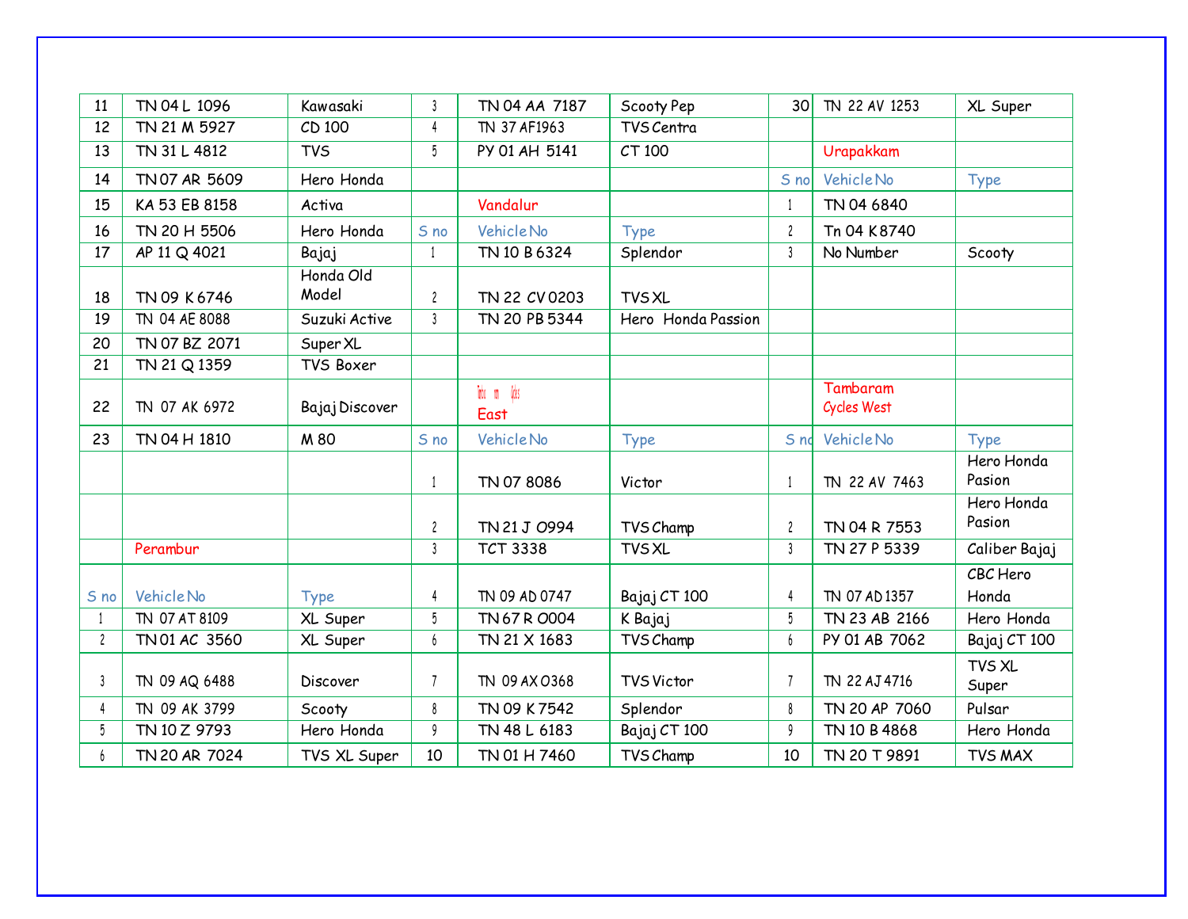| | | | | | | | | |
|---|---|---|---|---|---|---|---|---|
| 11 | TN 04 L 1096 | Kawasaki | 3 | TN 04 AA 7187 | Scooty Pep | 30 | TN 22 AV 1253 | XL Super |
| 12 | TN 21 M 5927 | CD 100 | 4 | TN 37 AF1963 | TVS Centra | | | |
| 13 | TN 31 L 4812 | TVS | 5 | PY 01 AH 5141 | CT 100 | | Urapakkam | |
| 14 | TN 07 AR 5609 | Hero Honda | | | | S no | Vehicle No | Type |
| 15 | KA 53 EB 8158 | Activa | | Vandalur | | 1 | TN 04 6840 | |
| 16 | TN 20 H 5506 | Hero Honda | S no | Vehicle No | Type | 2 | Tn 04 K 8740 | |
| 17 | AP 11 Q 4021 | Bajaj | 1 | TN 10 B 6324 | Splendor | 3 | No Number | Scooty |
| 18 | TN 09 K 6746 | Honda Old Model | 2 | TN 22 CV 0203 | TVS XL | | | |
| 19 | TN 04 AE 8088 | Suzuki Active | 3 | TN 20 PB 5344 | Hero Honda Passion | | | |
| 20 | TN 07 BZ 2071 | Super XL | | | | | | |
| 21 | TN 21 Q 1359 | TVS Boxer | | | | | | |
| 22 | TN 07 AK 6972 | Bajaj Discover | | Tambaram Cycles East | | | Tambaram Cycles West | |
| 23 | TN 04 H 1810 | M 80 | S no | Vehicle No | Type | S no | Vehicle No | Type |
| | | | 1 | TN 07 8086 | Victor | 1 | TN 22 AV 7463 | Hero Honda Pasion |
| | | | 2 | TN 21 J 0994 | TVS Champ | 2 | TN 04 R 7553 | Hero Honda Pasion |
| | Perambur | | 3 | TCT 3338 | TVS XL | 3 | TN 27 P 5339 | Caliber Bajaj |
| S no | Vehicle No | Type | 4 | TN 09 AD 0747 | Bajaj CT 100 | 4 | TN 07 AD 1357 | CBC Hero Honda |
| 1 | TN 07 AT 8109 | XL Super | 5 | TN 67 R 0004 | K Bajaj | 5 | TN 23 AB 2166 | Hero Honda |
| 2 | TN 01 AC 3560 | XL Super | 6 | TN 21 X 1683 | TVS Champ | 6 | PY 01 AB 7062 | Bajaj CT 100 |
| 3 | TN 09 AQ 6488 | Discover | 7 | TN 09 AX 0368 | TVS Victor | 7 | TN 22 AJ 4716 | TVS XL Super |
| 4 | TN 09 AK 3799 | Scooty | 8 | TN 09 K 7542 | Splendor | 8 | TN 20 AP 7060 | Pulsar |
| 5 | TN 10 Z 9793 | Hero Honda | 9 | TN 48 L 6183 | Bajaj CT 100 | 9 | TN 10 B 4868 | Hero Honda |
| 6 | TN 20 AR 7024 | TVS XL Super | 10 | TN 01 H 7460 | TVS Champ | 10 | TN 20 T 9891 | TVS MAX |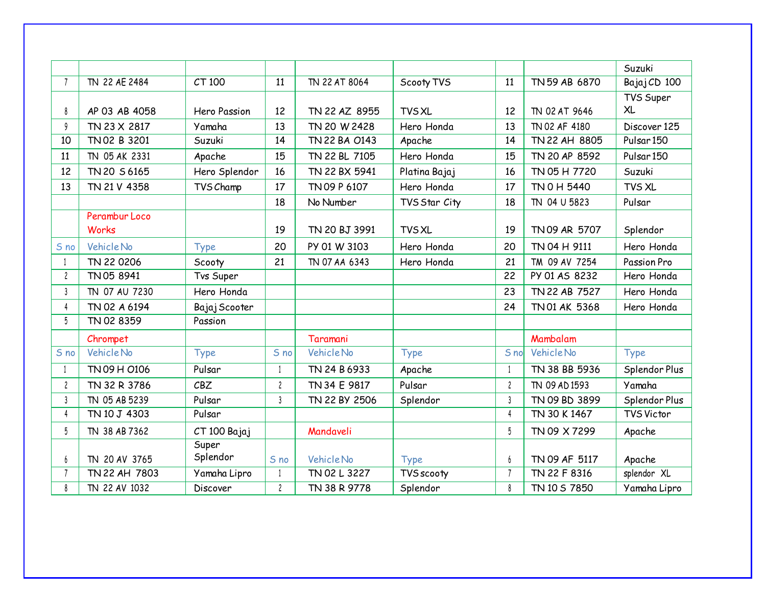| | | | | | | | | |
|---|---|---|---|---|---|---|---|---|
| | | | | | | | | Suzuki |
| 7 | TN 22 AE 2484 | CT 100 | 11 | TN 22 AT 8064 | Scooty TVS | 11 | TN 59 AB 6870 | Bajaj CD 100 |
| 8 | AP 03 AB 4058 | Hero Passion | 12 | TN 22 AZ 8955 | TVS XL | 12 | TN 02 AT 9646 | TVS Super XL |
| 9 | TN 23 X 2817 | Yamaha | 13 | TN 20 W 2428 | Hero Honda | 13 | TN 02 AF 4180 | Discover 125 |
| 10 | TN 02 B 3201 | Suzuki | 14 | TN 22 BA O143 | Apache | 14 | TN 22 AH 8805 | Pulsar 150 |
| 11 | TN 05 AK 2331 | Apache | 15 | TN 22 BL 7105 | Hero Honda | 15 | TN 20 AP 8592 | Pulsar 150 |
| 12 | TN 20 S 6165 | Hero Splendor | 16 | TN 22 BX 5941 | Platina Bajaj | 16 | TN 05 H 7720 | Suzuki |
| 13 | TN 21 V 4358 | TVS Champ | 17 | TN 09 P 6107 | Hero Honda | 17 | TN 0 H 5440 | TVS XL |
| | | | 18 | No Number | TVS Star City | 18 | TN 04 U 5823 | Pulsar |
| | Perambur Loco Works | | 19 | TN 20 BJ 3991 | TVS XL | 19 | TN 09 AR 5707 | Splendor |
| S no | Vehicle No | Type | 20 | PY 01 W 3103 | Hero Honda | 20 | TN 04 H 9111 | Hero Honda |
| 1 | TN 22 0206 | Scooty | 21 | TN 07 AA 6343 | Hero Honda | 21 | TM 09 AV 7254 | Passion Pro |
| 2 | TN 05 8941 | Tvs Super | | | | 22 | PY 01 AS 8232 | Hero Honda |
| 3 | TN 07 AU 7230 | Hero Honda | | | | 23 | TN 22 AB 7527 | Hero Honda |
| 4 | TN 02 A 6194 | Bajaj Scooter | | | | 24 | TN 01 AK 5368 | Hero Honda |
| 5 | TN 02 8359 | Passion | | | | | | |
| | Chrompet | | | Taramani | | | Mambalam | |
| S no | Vehicle No | Type | S no | Vehicle No | Type | S no | Vehicle No | Type |
| 1 | TN 09 H O106 | Pulsar | 1 | TN 24 B 6933 | Apache | 1 | TN 38 BB 5936 | Splendor Plus |
| 2 | TN 32 R 3786 | CBZ | 2 | TN 34 E 9817 | Pulsar | 2 | TN 09 AD 1593 | Yamaha |
| 3 | TN 05 AB 5239 | Pulsar | 3 | TN 22 BY 2506 | Splendor | 3 | TN 09 BD 3899 | Splendor Plus |
| 4 | TN 10 J 4303 | Pulsar | | | | 4 | TN 30 K 1467 | TVS Victor |
| 5 | TN 38 AB 7362 | CT 100 Bajaj | | Mandaveli | | 5 | TN 09 X 7299 | Apache |
| 6 | TN 20 AV 3765 | Super Splendor | S no | Vehicle No | Type | 6 | TN 09 AF 5117 | Apache |
| 7 | TN 22 AH 7803 | Yamaha Lipro | 1 | TN 02 L 3227 | TVS scooty | 7 | TN 22 F 8316 | splendor XL |
| 8 | TN 22 AV 1032 | Discover | 2 | TN 38 R 9778 | Splendor | 8 | TN 10 S 7850 | Yamaha Lipro |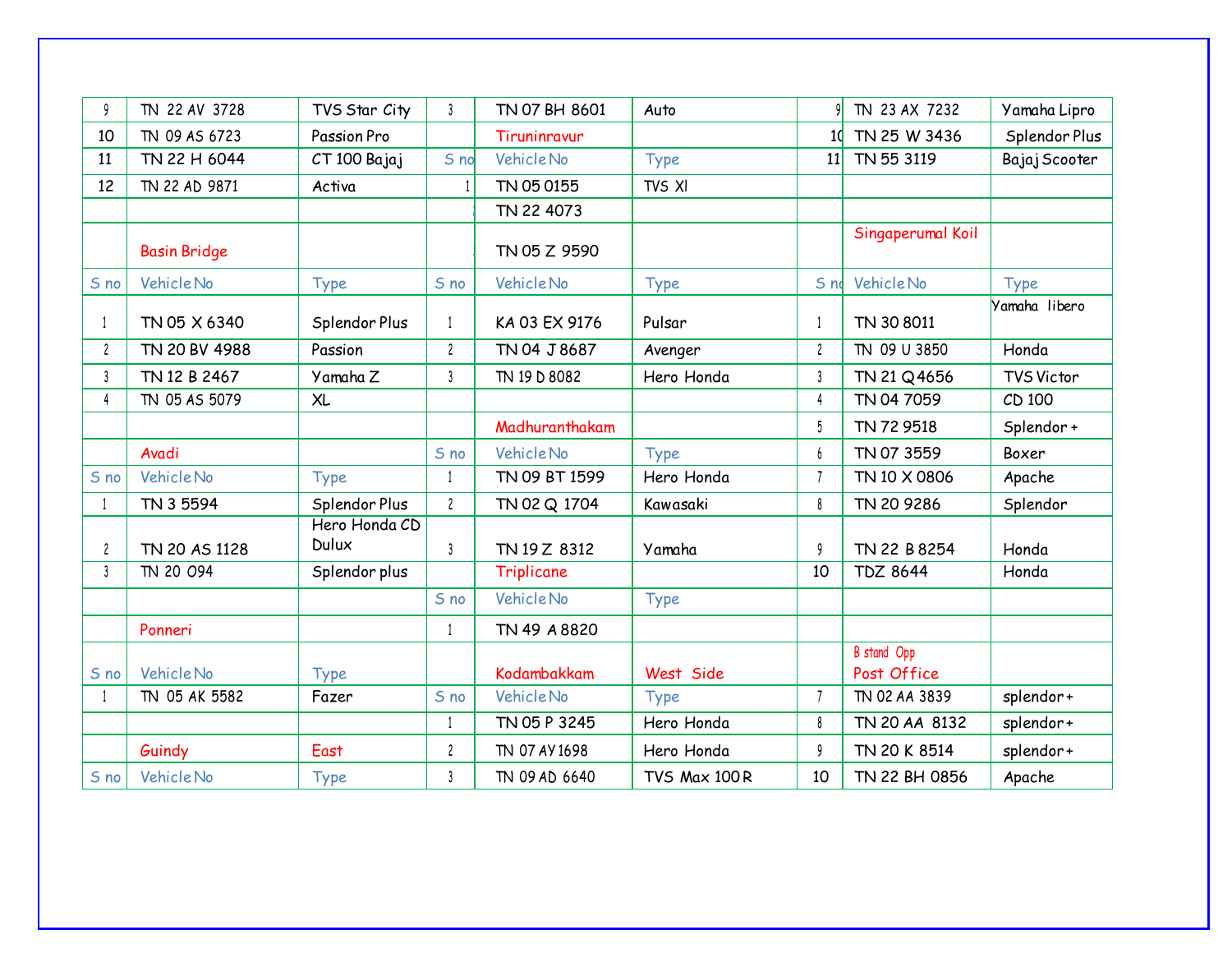| | | | | | | | | |
|---|---|---|---|---|---|---|---|---|
| 9 | TN 22 AV 3728 | TVS Star City | 3 | TN 07 BH 8601 | Auto | 9 | TN 23 AX 7232 | Yamaha Lipro |
| 10 | TN 09 AS 6723 | Passion Pro | | Tiruninravur | | 10 | TN 25 W 3436 | Splendor Plus |
| 11 | TN 22 H 6044 | CT 100 Bajaj | S no | Vehicle No | Type | 11 | TN 55 3119 | Bajaj Scooter |
| 12 | TN 22 AD 9871 | Activa | 1 | TN 05 0155 | TVS Xl | | | |
| | | | 2 | TN 22 4073 | | | | |
| | Basin Bridge | | 3 | TN 05 Z 9590 | | | Singaperumal Koil | |
| S no | Vehicle No | Type | S no | Vehicle No | Type | S no | Vehicle No | Type |
| 1 | TN 05 X 6340 | Splendor Plus | 1 | KA 03 EX 9176 | Pulsar | 1 | TN 30 8011 | Yamaha libero |
| 2 | TN 20 BV 4988 | Passion | 2 | TN 04 J 8687 | Avenger | 2 | TN 09 U 3850 | Honda |
| 3 | TN 12 B 2467 | Yamaha Z | 3 | TN 19 D 8082 | Hero Honda | 3 | TN 21 Q 4656 | TVS Victor |
| 4 | TN 05 AS 5079 | XL | | | | 4 | TN 04 7059 | CD 100 |
| | | | | Madhuranthakam | | 5 | TN 72 9518 | Splendor + |
| | Avadi | | S no | Vehicle No | Type | 6 | TN 07 3559 | Boxer |
| S no | Vehicle No | Type | 1 | TN 09 BT 1599 | Hero Honda | 7 | TN 10 X 0806 | Apache |
| 1 | TN 3 5594 | Splendor Plus | 2 | TN 02 Q 1704 | Kawasaki | 8 | TN 20 9286 | Splendor |
| 2 | TN 20 AS 1128 | Hero Honda CD Dulux | 3 | TN 19 Z 8312 | Yamaha | 9 | TN 22 B 8254 | Honda |
| 3 | TN 20 094 | Splendor plus | | Triplicane | | 10 | TDZ 8644 | Honda |
| | | | S no | Vehicle No | Type | | | |
| | Ponneri | | 1 | TN 49 A 8820 | | | | |
| S no | Vehicle No | Type | | Kodambakkam | West Side | | B stand Opp Post Office | |
| 1 | TN 05 AK 5582 | Fazer | S no | Vehicle No | Type | 7 | TN 02 AA 3839 | splendor + |
| | | | 1 | TN 05 P 3245 | Hero Honda | 8 | TN 20 AA 8132 | splendor + |
| | Guindy | East | 2 | TN 07 AY 1698 | Hero Honda | 9 | TN 20 K 8514 | splendor + |
| S no | Vehicle No | Type | 3 | TN 09 AD 6640 | TVS Max 100 R | 10 | TN 22 BH 0856 | Apache |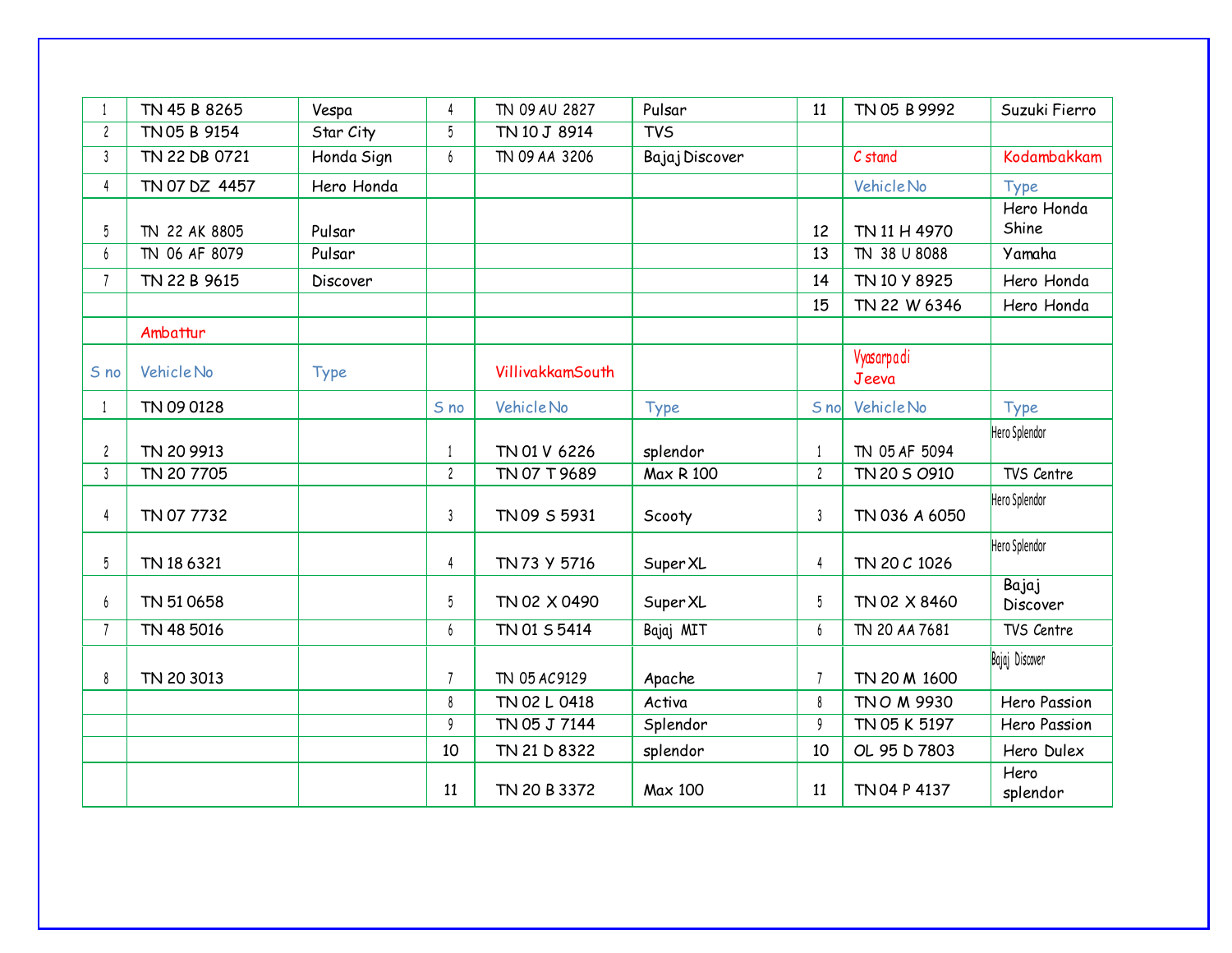| | | | | | | | | |
|---|---|---|---|---|---|---|---|---|
| 1 | TN 45 B 8265 | Vespa | 4 | TN 09 AU 2827 | Pulsar | 11 | TN 05 B 9992 | Suzuki Fierro |
| 2 | TN 05 B 9154 | Star City | 5 | TN 10 J 8914 | TVS | | | |
| 3 | TN 22 DB 0721 | Honda Sign | 6 | TN 09 AA 3206 | Bajaj Discover | | C stand | Kodambakkam |
| 4 | TN 07 DZ 4457 | Hero Honda | | | | | Vehicle No | Type |
| 5 | TN 22 AK 8805 | Pulsar | | | | 12 | TN 11 H 4970 | Hero Honda Shine |
| 6 | TN 06 AF 8079 | Pulsar | | | | 13 | TN 38 U 8088 | Yamaha |
| 7 | TN 22 B 9615 | Discover | | | | 14 | TN 10 Y 8925 | Hero Honda |
| | | | | | | 15 | TN 22 W 6346 | Hero Honda |
| | Ambattur | | | | | | | |
| S no | Vehicle No | Type | | VillivakkamSouth | | | Vyasarpadi Jeeva | |
| 1 | TN 09 0128 | | S no | Vehicle No | Type | S no | Vehicle No | Type |
| 2 | TN 20 9913 | | 1 | TN 01 V 6226 | splendor | 1 | TN 05 AF 5094 | Hero Splendor |
| 3 | TN 20 7705 | | 2 | TN 07 T 9689 | Max R 100 | 2 | TN 20 S O910 | TVS Centre |
| 4 | TN 07 7732 | | 3 | TN 09 S 5931 | Scooty | 3 | TN 036 A 6050 | Hero Splendor |
| 5 | TN 18 6321 | | 4 | TN 73 Y 5716 | Super XL | 4 | TN 20 C 1026 | Hero Splendor |
| 6 | TN 51 0658 | | 5 | TN 02 X 0490 | Super XL | 5 | TN 02 X 8460 | Bajaj Discover |
| 7 | TN 48 5016 | | 6 | TN 01 S 5414 | Bajaj MIT | 6 | TN 20 AA 7681 | TVS Centre |
| 8 | TN 20 3013 | | 7 | TN 05 AC9129 | Apache | 7 | TN 20 M 1600 | Bajaj Discover |
| | | | 8 | TN 02 L 0418 | Activa | 8 | TN O M 9930 | Hero Passion |
| | | | 9 | TN 05 J 7144 | Splendor | 9 | TN 05 K 5197 | Hero Passion |
| | | | 10 | TN 21 D 8322 | splendor | 10 | OL 95 D 7803 | Hero Dulex |
| | | | 11 | TN 20 B 3372 | Max 100 | 11 | TN 04 P 4137 | Hero splendor |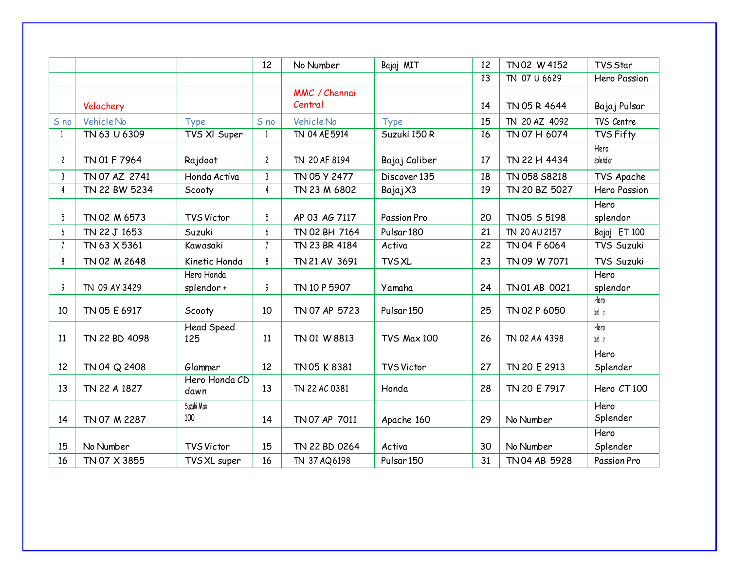| | | | | | | | | |
|---|---|---|---|---|---|---|---|---|
| | | | 12 | No Number | Bajaj MIT | 12 | TN 02 W 4152 | TVS Star |
| | | | | | | 13 | TN 07 U 6629 | Hero Passion |
| | Velachery | | | MMC / Chennai Central | | 14 | TN 05 R 4644 | Bajaj Pulsar |
| S no | Vehicle No | Type | S no | Vehicle No | Type | 15 | TN 20 AZ 4092 | TVS Centre |
| 1 | TN 63 U 6309 | TVS Xl Super | 1 | TN 04 AE 5914 | Suzuki 150 R | 16 | TN 07 H 6074 | TVS Fifty |
| 2 | TN 01 F 7964 | Rajdoot | 2 | TN 20 AF 8194 | Bajaj Caliber | 17 | TN 22 H 4434 | Hero splendor |
| 3 | TN 07 AZ 2741 | Honda Activa | 3 | TN 05 Y 2477 | Discover 135 | 18 | TN 058 S8218 | TVS Apache |
| 4 | TN 22 BW 5234 | Scooty | 4 | TN 23 M 6802 | Bajaj X3 | 19 | TN 20 BZ 5027 | Hero Passion |
| 5 | TN 02 M 6573 | TVS Victor | 5 | AP 03 AG 7117 | Passion Pro | 20 | TN 05 S 5198 | Hero splendor |
| 6 | TN 22 J 1653 | Suzuki | 6 | TN 02 BH 7164 | Pulsar 180 | 21 | TN 20 AU 2157 | Bajaj ET 100 |
| 7 | TN 63 X 5361 | Kawasaki | 7 | TN 23 BR 4184 | Activa | 22 | TN 04 F 6064 | TVS Suzuki |
| 8 | TN 02 M 2648 | Kinetic Honda | 8 | TN 21 AV 3691 | TVS XL | 23 | TN 09 W 7071 | TVS Suzuki |
| 9 | TN 09 AY 3429 | Hero Honda splendor + | 9 | TN 10 P 5907 | Yamaha | 24 | TN 01 AB 0021 | Hero splendor |
| 10 | TN 05 E 6917 | Scooty | 10 | TN 07 AP 5723 | Pulsar 150 | 25 | TN 02 P 6050 | Hero |
| 11 | TN 22 BD 4098 | Head Speed 125 | 11 | TN 01 W 8813 | TVS Max 100 | 26 | TN 02 AA 4398 | Hero |
| 12 | TN 04 Q 2408 | Glammer | 12 | TN 05 K 8381 | TVS Victor | 27 | TN 20 E 2913 | Hero Splender |
| 13 | TN 22 A 1827 | Hero Honda CD dawn | 13 | TN 22 AC 0381 | Honda | 28 | TN 20 E 7917 | Hero CT 100 |
| 14 | TN 07 M 2287 | Suzuki Max 100 | 14 | TN 07 AP 7011 | Apache 160 | 29 | No Number | Hero Splender |
| 15 | No Number | TVS Victor | 15 | TN 22 BD 0264 | Activa | 30 | No Number | Hero Splender |
| 16 | TN 07 X 3855 | TVS XL super | 16 | TN 37 AQ 6198 | Pulsar 150 | 31 | TN 04 AB 5928 | Passion Pro |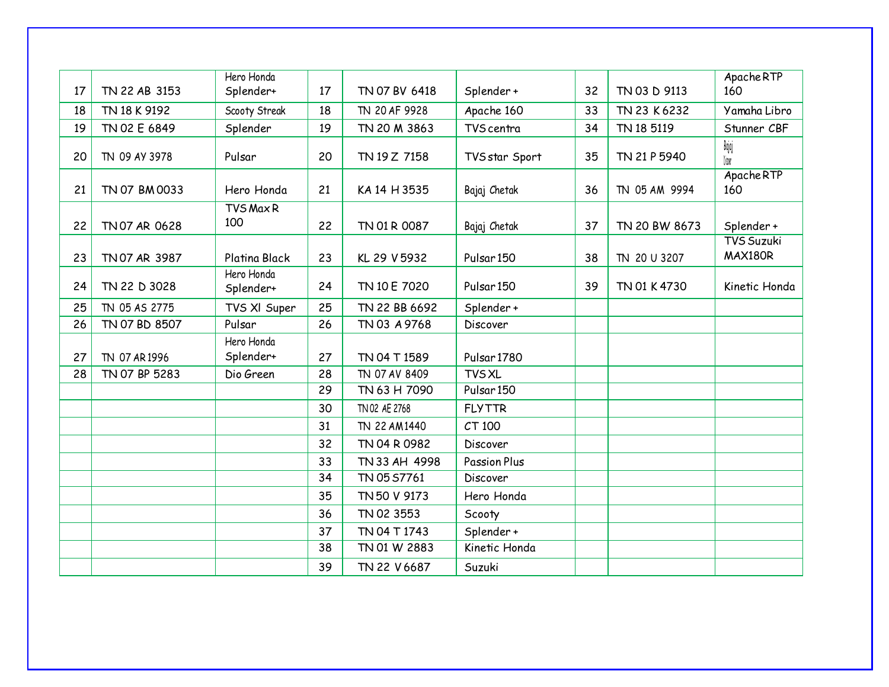| 17 | TN 22 AB 3153 | Hero Honda Splender+ | 17 | TN 07 BV 6418 | Splender + | 32 | TN 03 D 9113 | Apache RTP 160 |
|---|---|---|---|---|---|---|---|---|
| 18 | TN 18 K 9192 | Scooty Streak | 18 | TN 20 AF 9928 | Apache 160 | 33 | TN 23 K 6232 | Yamaha Libro |
| 19 | TN 02 E 6849 | Splender | 19 | TN 20 M 3863 | TVS centra | 34 | TN 18 5119 | Stunner CBF |
| 20 | TN 09 AY 3978 | Pulsar | 20 | TN 19 Z 7158 | TVS star Sport | 35 | TN 21 P 5940 | Bajaj |
| 21 | TN 07 BM 0033 | Hero Honda | 21 | KA 14 H 3535 | Bajaj Chetak | 36 | TN 05 AM 9994 | Apache RTP 160 |
| 22 | TN 07 AR 0628 | TVS Max R 100 | 22 | TN 01 R 0087 | Bajaj Chetak | 37 | TN 20 BW 8673 | Splender + |
| 23 | TN 07 AR 3987 | Platina Black | 23 | KL 29 V 5932 | Pulsar 150 | 38 | TN 20 U 3207 | TVS Suzuki MAX180R |
| 24 | TN 22 D 3028 | Hero Honda Splender+ | 24 | TN 10 E 7020 | Pulsar 150 | 39 | TN 01 K 4730 | Kinetic Honda |
| 25 | TN 05 AS 2775 | TVS Xl Super | 25 | TN 22 BB 6692 | Splender + | | | |
| 26 | TN 07 BD 8507 | Pulsar | 26 | TN 03 A 9768 | Discover | | | |
| 27 | TN 07 AR 1996 | Hero Honda Splender+ | 27 | TN 04 T 1589 | Pulsar 1780 | | | |
| 28 | TN 07 BP 5283 | Dio Green | 28 | TN 07 AV 8409 | TVS XL | | | |
| | | | 29 | TN 63 H 7090 | Pulsar 150 | | | |
| | | | 30 | TN 02 AE 2768 | FLY TTR | | | |
| | | | 31 | TN 22 AM 1440 | CT 100 | | | |
| | | | 32 | TN 04 R 0982 | Discover | | | |
| | | | 33 | TN 33 AH 4998 | Passion Plus | | | |
| | | | 34 | TN 05 S7761 | Discover | | | |
| | | | 35 | TN 50 V 9173 | Hero Honda | | | |
| | | | 36 | TN 02 3553 | Scooty | | | |
| | | | 37 | TN 04 T 1743 | Splender + | | | |
| | | | 38 | TN 01 W 2883 | Kinetic Honda | | | |
| | | | 39 | TN 22 V 6687 | Suzuki | | | |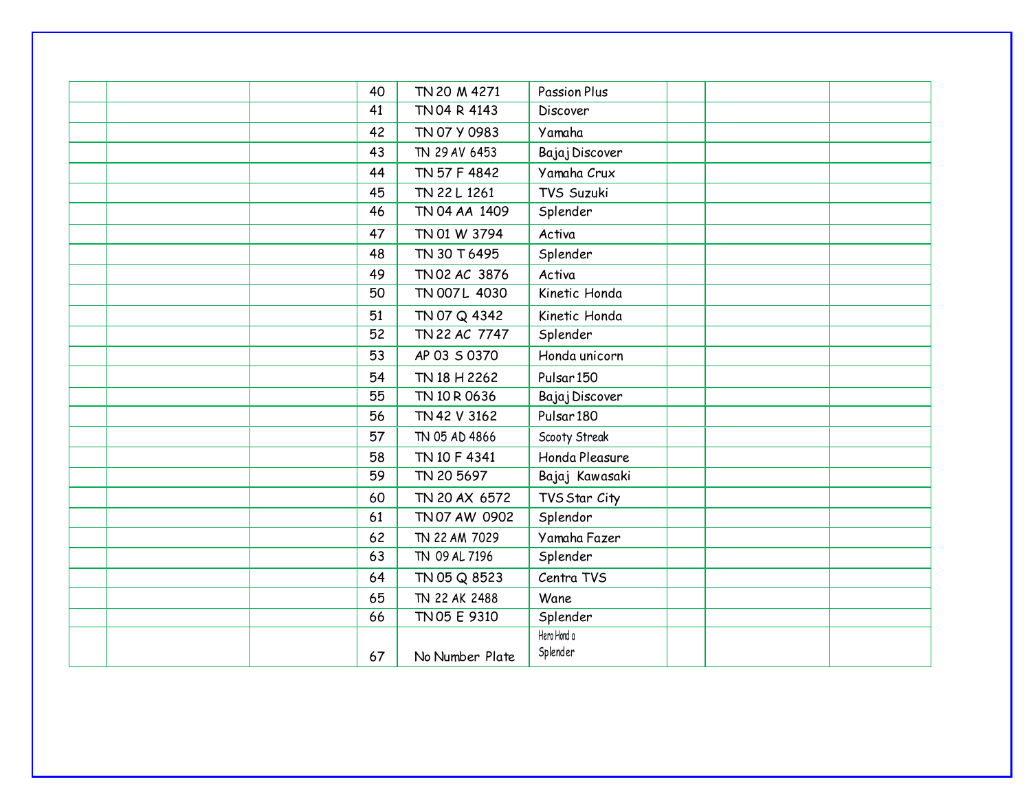| | | | | | | | | |
|---|---|---|---|---|---|---|---|---|
| | | | 40 | TN 20 M 4271 | Passion Plus | | | |
| | | | 41 | TN 04 R 4143 | Discover | | | |
| | | | 42 | TN 07 Y 0983 | Yamaha | | | |
| | | | 43 | TN 29 AV 6453 | Bajaj Discover | | | |
| | | | 44 | TN 57 F 4842 | Yamaha Crux | | | |
| | | | 45 | TN 22 L 1261 | TVS Suzuki | | | |
| | | | 46 | TN 04 AA 1409 | Splender | | | |
| | | | 47 | TN 01 W 3794 | Activa | | | |
| | | | 48 | TN 30 T 6495 | Splender | | | |
| | | | 49 | TN 02 AC 3876 | Activa | | | |
| | | | 50 | TN 007 L 4030 | Kinetic Honda | | | |
| | | | 51 | TN 07 Q 4342 | Kinetic Honda | | | |
| | | | 52 | TN 22 AC 7747 | Splender | | | |
| | | | 53 | AP 03 S 0370 | Honda unicorn | | | |
| | | | 54 | TN 18 H 2262 | Pulsar 150 | | | |
| | | | 55 | TN 10 R 0636 | Bajaj Discover | | | |
| | | | 56 | TN 42 V 3162 | Pulsar 180 | | | |
| | | | 57 | TN 05 AD 4866 | Scooty Streak | | | |
| | | | 58 | TN 10 F 4341 | Honda Pleasure | | | |
| | | | 59 | TN 20 5697 | Bajaj Kawasaki | | | |
| | | | 60 | TN 20 AX 6572 | TVS Star City | | | |
| | | | 61 | TN 07 AW 0902 | Splendor | | | |
| | | | 62 | TN 22 AM 7029 | Yamaha Fazer | | | |
| | | | 63 | TN 09 AL 7196 | Splender | | | |
| | | | 64 | TN 05 Q 8523 | Centra TVS | | | |
| | | | 65 | TN 22 AK 2488 | Wane | | | |
| | | | 66 | TN 05 E 9310 | Splender | | | |
| | | | 67 | No Number Plate | Hero Honda Splender | | | |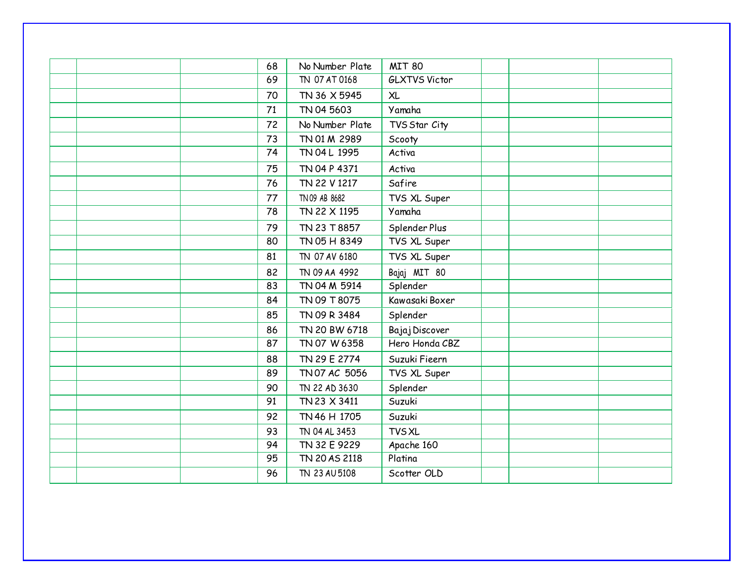| | | | | | | | | |
|---|---|---|---|---|---|---|---|---|
| | | | 68 | No Number Plate | MIT 80 | | | |
| | | | 69 | TN 07 AT 0168 | GLXTVS Victor | | | |
| | | | 70 | TN 36 X 5945 | XL | | | |
| | | | 71 | TN 04 5603 | Yamaha | | | |
| | | | 72 | No Number Plate | TVS Star City | | | |
| | | | 73 | TN 01 M 2989 | Scooty | | | |
| | | | 74 | TN 04 L 1995 | Activa | | | |
| | | | 75 | TN 04 P 4371 | Activa | | | |
| | | | 76 | TN 22 V 1217 | Safire | | | |
| | | | 77 | TN 09 AB 8682 | TVS XL Super | | | |
| | | | 78 | TN 22 X 1195 | Yamaha | | | |
| | | | 79 | TN 23 T 8857 | Splender Plus | | | |
| | | | 80 | TN 05 H 8349 | TVS XL Super | | | |
| | | | 81 | TN 07 AV 6180 | TVS XL Super | | | |
| | | | 82 | TN 09 AA 4992 | Bajaj MIT 80 | | | |
| | | | 83 | TN 04 M 5914 | Splender | | | |
| | | | 84 | TN 09 T 8075 | Kawasaki Boxer | | | |
| | | | 85 | TN 09 R 3484 | Splender | | | |
| | | | 86 | TN 20 BW 6718 | Bajaj Discover | | | |
| | | | 87 | TN 07 W 6358 | Hero Honda CBZ | | | |
| | | | 88 | TN 29 E 2774 | Suzuki Fieern | | | |
| | | | 89 | TN 07 AC 5056 | TVS XL Super | | | |
| | | | 90 | TN 22 AD 3630 | Splender | | | |
| | | | 91 | TN 23 X 3411 | Suzuki | | | |
| | | | 92 | TN 46 H 1705 | Suzuki | | | |
| | | | 93 | TN 04 AL 3453 | TVS XL | | | |
| | | | 94 | TN 32 E 9229 | Apache 160 | | | |
| | | | 95 | TN 20 AS 2118 | Platina | | | |
| | | | 96 | TN 23 AU 5108 | Scotter OLD | | | |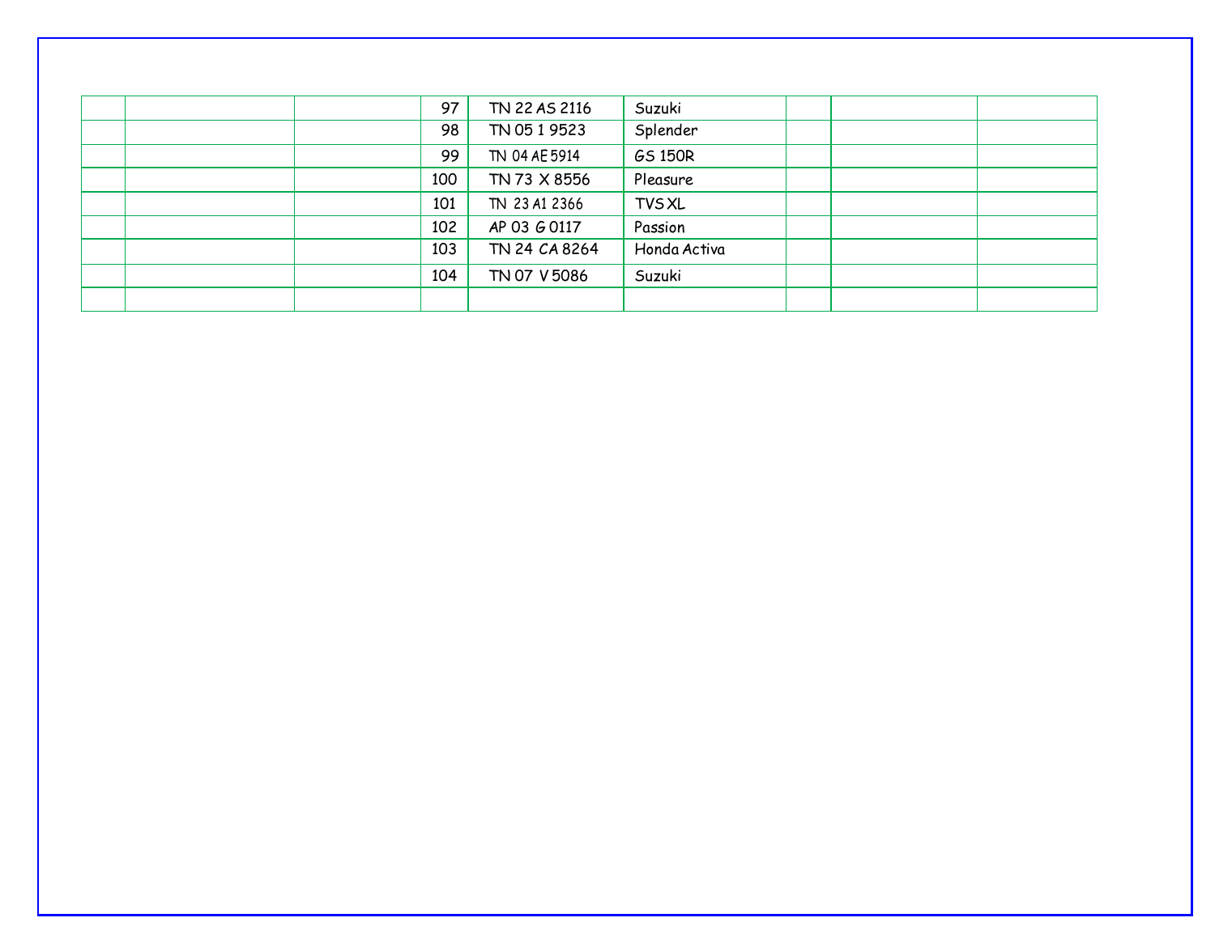| | | | | | | | | |
|---|---|---|---|---|---|---|---|---|
| | | | 97 | TN 22 AS 2116 | Suzuki | | | |
| | | | 98 | TN 05 1 9523 | Splender | | | |
| | | | 99 | TN 04 AE 5914 | GS 150R | | | |
| | | | 100 | TN 73 X 8556 | Pleasure | | | |
| | | | 101 | TN 23 A1 2366 | TVS XL | | | |
| | | | 102 | AP 03 G 0117 | Passion | | | |
| | | | 103 | TN 24 CA 8264 | Honda Activa | | | |
| | | | 104 | TN 07 V 5086 | Suzuki | | | |
| | | | | | | | | |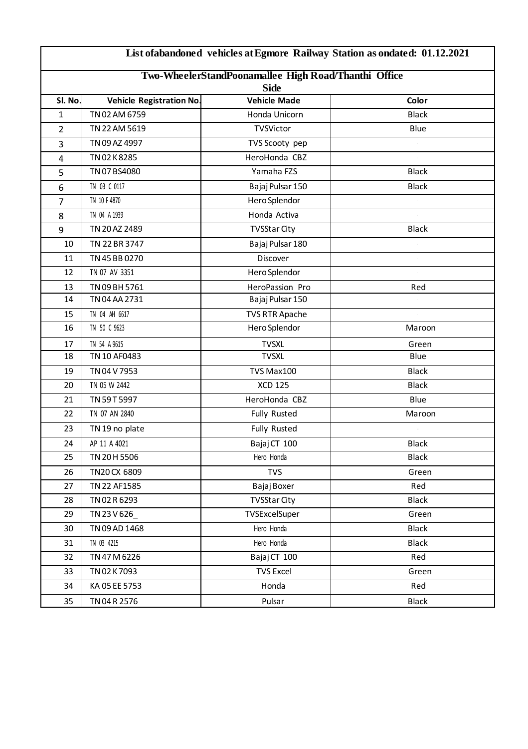**List ofabandoned vehicles atEgmore Railway Station as ondated: 01.12.2021**

**Two-WheelerStandPoonamallee High Road/Thanthi Office Side**

| Sl. No. | Vehicle Registration No. | Vehicle Made | Color |
|---|---|---|---|
| 1 | TN 02 AM 6759 | Honda Unicorn | Black |
| 2 | TN 22 AM 5619 | TVSVictor | Blue |
| 3 | TN 09 AZ 4997 | TVS Scooty pep | |
| 4 | TN 02 K 8285 | HeroHonda CBZ | |
| 5 | TN 07 BS4080 | Yamaha FZS | Black |
| 6 | TN 03 C 0117 | Bajaj Pulsar 150 | Black |
| 7 | TN 10 F 4870 | Hero Splendor | |
| 8 | TN 04 A 1939 | Honda Activa | |
| 9 | TN 20 AZ 2489 | TVSStar City | Black |
| 10 | TN 22 BR 3747 | Bajaj Pulsar 180 | |
| 11 | TN 45 BB 0270 | Discover | |
| 12 | TN 07 AV 3351 | Hero Splendor | |
| 13 | TN 09 BH 5761 | HeroPassion Pro | Red |
| 14 | TN 04 AA 2731 | Bajaj Pulsar 150 | |
| 15 | TN 04 AH 6617 | TVS RTR Apache | |
| 16 | TN 50 C 9623 | Hero Splendor | Maroon |
| 17 | TN 54 A 9615 | TVSXL | Green |
| 18 | TN 10 AF0483 | TVSXL | Blue |
| 19 | TN 04 V 7953 | TVS Max100 | Black |
| 20 | TN 05 W 2442 | XCD 125 | Black |
| 21 | TN 59 T 5997 | HeroHonda CBZ | Blue |
| 22 | TN 07 AN 2840 | Fully Rusted | Maroon |
| 23 | TN 19 no plate | Fully Rusted | |
| 24 | AP 11 A 4021 | Bajaj CT 100 | Black |
| 25 | TN 20 H 5506 | Hero Honda | Black |
| 26 | TN20 CX 6809 | TVS | Green |
| 27 | TN 22 AF1585 | Bajaj Boxer | Red |
| 28 | TN 02 R 6293 | TVSStar City | Black |
| 29 | TN 23 V 626_ | TVSExcelSuper | Green |
| 30 | TN 09 AD 1468 | Hero Honda | Black |
| 31 | TN 03 4215 | Hero Honda | Black |
| 32 | TN 47 M 6226 | Bajaj CT 100 | Red |
| 33 | TN 02 K 7093 | TVS Excel | Green |
| 34 | KA 05 EE 5753 | Honda | Red |
| 35 | TN 04 R 2576 | Pulsar | Black |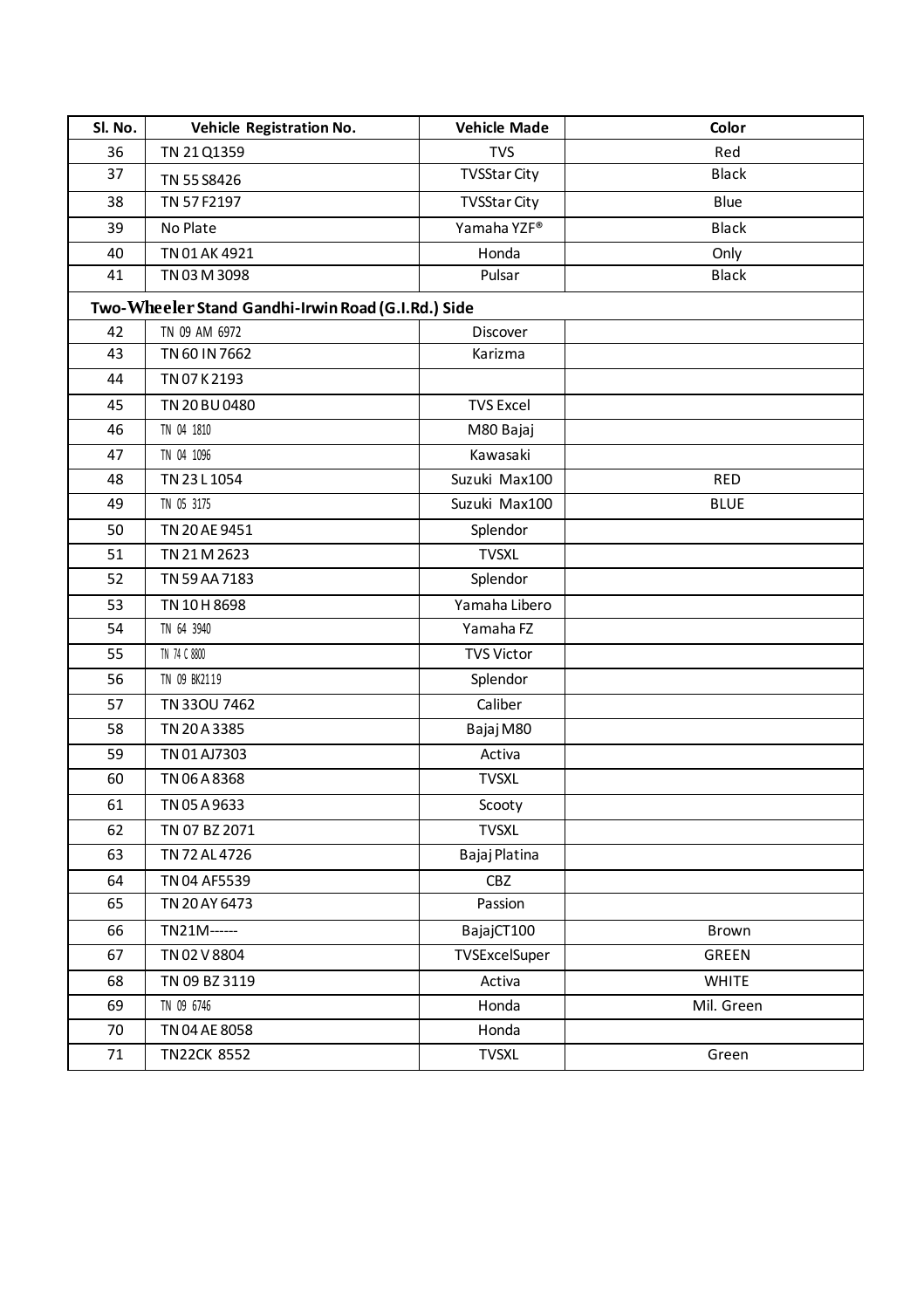| Sl. No. | Vehicle Registration No. | Vehicle Made | Color |
|---|---|---|---|
| 36 | TN 21 Q1359 | TVS | Red |
| 37 | TN 55 S8426 | TVSStar City | Black |
| 38 | TN 57 F2197 | TVSStar City | Blue |
| 39 | No Plate | Yamaha YZF® | Black |
| 40 | TN 01 AK 4921 | Honda | Only |
| 41 | TN 03 M 3098 | Pulsar | Black |
| **Two-Wheeler Stand Gandhi-Irwin Road (G.I.Rd.) Side** | | | |
| 42 | TN 09 AM 6972 | Discover | |
| 43 | TN 60 IN 7662 | Karizma | |
| 44 | TN 07 K 2193 | | |
| 45 | TN 20 BU 0480 | TVS Excel | |
| 46 | TN 04 1810 | M80 Bajaj | |
| 47 | TN 04 1096 | Kawasaki | |
| 48 | TN 23 L 1054 | Suzuki Max100 | RED |
| 49 | TN 05 3175 | Suzuki Max100 | BLUE |
| 50 | TN 20 AE 9451 | Splendor | |
| 51 | TN 21 M 2623 | TVSXL | |
| 52 | TN 59 AA 7183 | Splendor | |
| 53 | TN 10 H 8698 | Yamaha Libero | |
| 54 | TN 64 3940 | Yamaha FZ | |
| 55 | TN 74 C 8800 | TVS Victor | |
| 56 | TN 09 BK2119 | Splendor | |
| 57 | TN 33OU 7462 | Caliber | |
| 58 | TN 20 A 3385 | Bajaj M80 | |
| 59 | TN 01 AJ7303 | Activa | |
| 60 | TN 06 A 8368 | TVSXL | |
| 61 | TN 05 A 9633 | Scooty | |
| 62 | TN 07 BZ 2071 | TVSXL | |
| 63 | TN 72 AL 4726 | Bajaj Platina | |
| 64 | TN 04 AF5539 | CBZ | |
| 65 | TN 20 AY 6473 | Passion | |
| 66 | TN21M------ | BajajCT100 | Brown |
| 67 | TN 02 V 8804 | TVSExcelSuper | GREEN |
| 68 | TN 09 BZ 3119 | Activa | WHITE |
| 69 | TN 09 6746 | Honda | Mil. Green |
| 70 | TN 04 AE 8058 | Honda | |
| 71 | TN22CK 8552 | TVSXL | Green |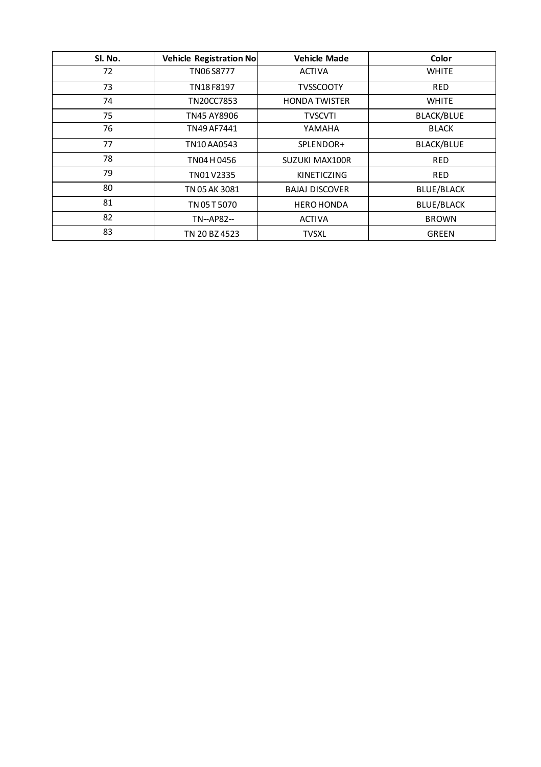| Sl. No. | Vehicle Registration No | Vehicle Made | Color |
|---|---|---|---|
| 72 | TN06 S8777 | ACTIVA | WHITE |
| 73 | TN18 F8197 | TVSSCOOTY | RED |
| 74 | TN20CC7853 | HONDA TWISTER | WHITE |
| 75 | TN45 AY8906 | TVSCVTI | BLACK/BLUE |
| 76 | TN49 AF7441 | YAMAHA | BLACK |
| 77 | TN10 AA0543 | SPLENDOR+ | BLACK/BLUE |
| 78 | TN04 H 0456 | SUZUKI MAX100R | RED |
| 79 | TN01 V2335 | KINETICZING | RED |
| 80 | TN 05 AK 3081 | BAJAJ DISCOVER | BLUE/BLACK |
| 81 | TN 05 T 5070 | HERO HONDA | BLUE/BLACK |
| 82 | TN--AP82-- | ACTIVA | BROWN |
| 83 | TN 20 BZ 4523 | TVSXL | GREEN |